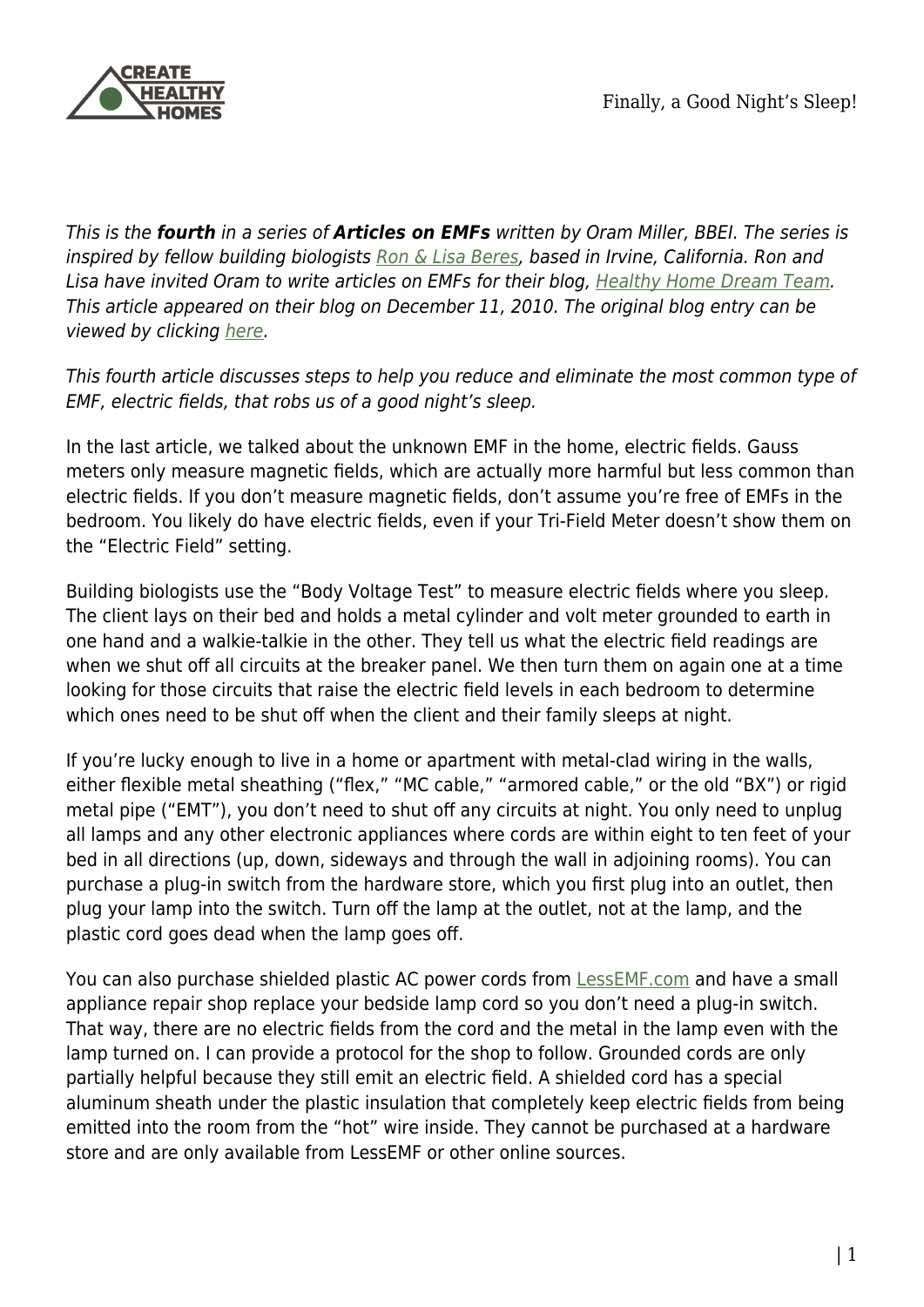*This is the **fourth** in a series of **Articles on EMFs** written by Oram Miller, BBEI. The series is inspired by fellow building biologists Ron & Lisa Beres, based in Irvine, California. Ron and Lisa have invited Oram to write articles on EMFs for their blog, Healthy Home Dream Team. This article appeared on their blog on December 11, 2010. The original blog entry can be viewed by clicking here.*

*This fourth article discusses steps to help you reduce and eliminate the most common type of EMF, electric fields, that robs us of a good night's sleep.*

In the last article, we talked about the unknown EMF in the home, electric fields. Gauss meters only measure magnetic fields, which are actually more harmful but less common than electric fields. If you don't measure magnetic fields, don't assume you're free of EMFs in the bedroom. You likely do have electric fields, even if your Tri-Field Meter doesn't show them on the "Electric Field" setting.

Building biologists use the "Body Voltage Test" to measure electric fields where you sleep. The client lays on their bed and holds a metal cylinder and volt meter grounded to earth in one hand and a walkie-talkie in the other. They tell us what the electric field readings are when we shut off all circuits at the breaker panel. We then turn them on again one at a time looking for those circuits that raise the electric field levels in each bedroom to determine which ones need to be shut off when the client and their family sleeps at night.

If you're lucky enough to live in a home or apartment with metal-clad wiring in the walls, either flexible metal sheathing ("flex," "MC cable," "armored cable," or the old "BX") or rigid metal pipe ("EMT"), you don't need to shut off any circuits at night. You only need to unplug all lamps and any other electronic appliances where cords are within eight to ten feet of your bed in all directions (up, down, sideways and through the wall in adjoining rooms). You can purchase a plug-in switch from the hardware store, which you first plug into an outlet, then plug your lamp into the switch. Turn off the lamp at the outlet, not at the lamp, and the plastic cord goes dead when the lamp goes off.

You can also purchase shielded plastic AC power cords from LessEMF.com and have a small appliance repair shop replace your bedside lamp cord so you don't need a plug-in switch. That way, there are no electric fields from the cord and the metal in the lamp even with the lamp turned on. I can provide a protocol for the shop to follow. Grounded cords are only partially helpful because they still emit an electric field. A shielded cord has a special aluminum sheath under the plastic insulation that completely keep electric fields from being emitted into the room from the "hot" wire inside. They cannot be purchased at a hardware store and are only available from LessEMF or other online sources.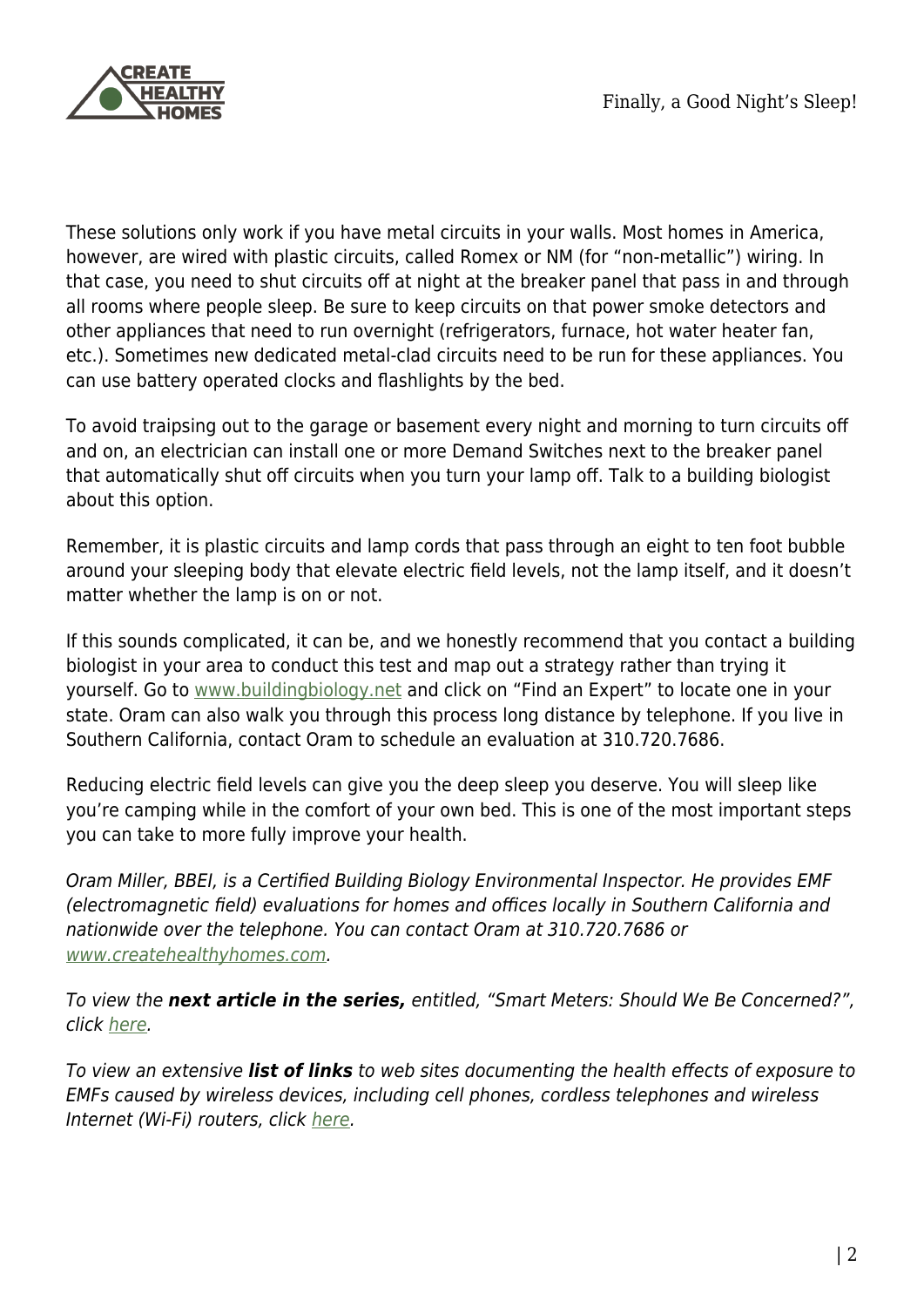These solutions only work if you have metal circuits in your walls. Most homes in America, however, are wired with plastic circuits, called Romex or NM (for "non-metallic") wiring. In that case, you need to shut circuits off at night at the breaker panel that pass in and through all rooms where people sleep. Be sure to keep circuits on that power smoke detectors and other appliances that need to run overnight (refrigerators, furnace, hot water heater fan, etc.). Sometimes new dedicated metal-clad circuits need to be run for these appliances. You can use battery operated clocks and flashlights by the bed.

To avoid traipsing out to the garage or basement every night and morning to turn circuits off and on, an electrician can install one or more Demand Switches next to the breaker panel that automatically shut off circuits when you turn your lamp off. Talk to a building biologist about this option.

Remember, it is plastic circuits and lamp cords that pass through an eight to ten foot bubble around your sleeping body that elevate electric field levels, not the lamp itself, and it doesn't matter whether the lamp is on or not.

If this sounds complicated, it can be, and we honestly recommend that you contact a building biologist in your area to conduct this test and map out a strategy rather than trying it yourself. Go to [www.buildingbiology.net](http://www.buildingbiology.net) and click on "Find an Expert" to locate one in your state. Oram can also walk you through this process long distance by telephone. If you live in Southern California, contact Oram to schedule an evaluation at 310.720.7686.

Reducing electric field levels can give you the deep sleep you deserve. You will sleep like you're camping while in the comfort of your own bed. This is one of the most important steps you can take to more fully improve your health.

*Oram Miller, BBEI, is a Certified Building Biology Environmental Inspector. He provides EMF (electromagnetic field) evaluations for homes and offices locally in Southern California and nationwide over the telephone. You can contact Oram at 310.720.7686 or [www.createhealthyhomes.com](http://www.createhealthyhomes.com).*

*To view the **next article in the series,** entitled, "Smart Meters: Should We Be Concerned?", click here.*

*To view an extensive **list of links** to web sites documenting the health effects of exposure to EMFs caused by wireless devices, including cell phones, cordless telephones and wireless Internet (Wi-Fi) routers, click here.*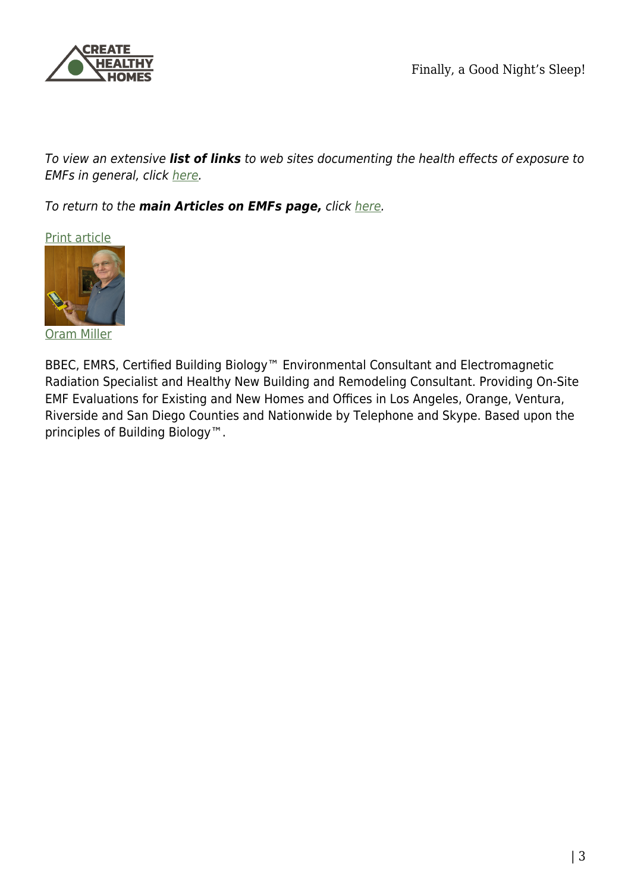*To view an extensive **list of links** to web sites documenting the health effects of exposure to EMFs in general, click here.*

*To return to the **main Articles on EMFs page,** click here.*

Print article

Oram Miller

BBEC, EMRS, Certified Building Biology™ Environmental Consultant and Electromagnetic Radiation Specialist and Healthy New Building and Remodeling Consultant. Providing On-Site EMF Evaluations for Existing and New Homes and Offices in Los Angeles, Orange, Ventura, Riverside and San Diego Counties and Nationwide by Telephone and Skype. Based upon the principles of Building Biology™.